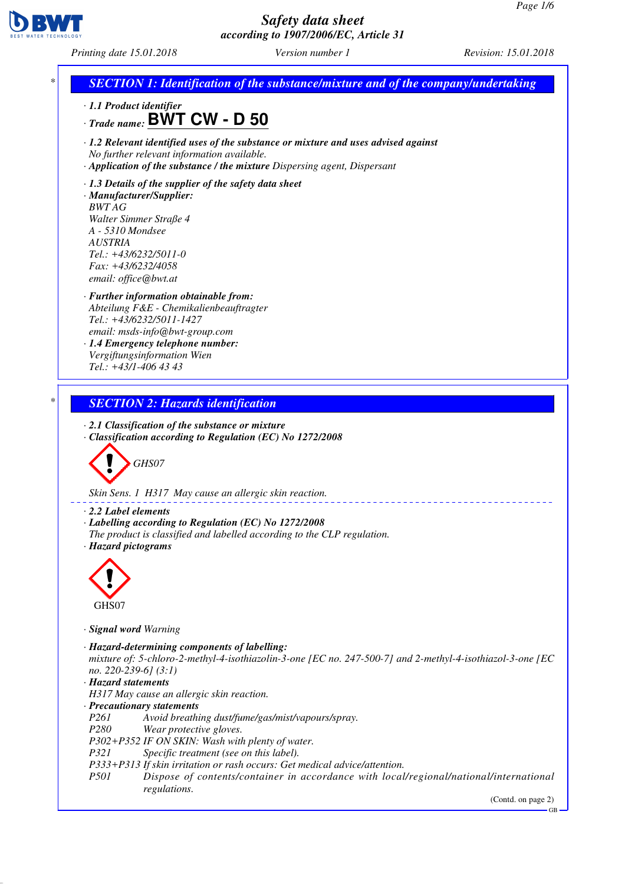# Safety data sheet
*according to 1907/2006/EC, Article 31*

Printing date 15.01.2018 | Version number 1 | Revision: 15.01.2018

## SECTION 1: Identification of the substance/mixture and of the company/undertaking

· **1.1 Product identifier**

· **Trade name:** **BWT CW - D 50**

· **1.2 Relevant identified uses of the substance or mixture and uses advised against**
No further relevant information available.

· **Application of the substance / the mixture** Dispersing agent, Dispersant

· **1.3 Details of the supplier of the safety data sheet**

· **Manufacturer/Supplier:**
BWT AG
Walter Simmer Straße 4
A - 5310 Mondsee
AUSTRIA
Tel.: +43/6232/5011-0
Fax: +43/6232/4058
email: office@bwt.at

· **Further information obtainable from:**
Abteilung F&E - Chemikalienbeauftragter
Tel.: +43/6232/5011-1427
email: msds-info@bwt-group.com

· **1.4 Emergency telephone number:**
Vergiftungsinformation Wien
Tel.: +43/1-406 43 43

## SECTION 2: Hazards identification

· **2.1 Classification of the substance or mixture**

· **Classification according to Regulation (EC) No 1272/2008**

GHS07

Skin Sens. 1 H317 May cause an allergic skin reaction.

· **2.2 Label elements**

· **Labelling according to Regulation (EC) No 1272/2008**
The product is classified and labelled according to the CLP regulation.

· **Hazard pictograms**

GHS07

· **Signal word** Warning

· **Hazard-determining components of labelling:**
mixture of: 5-chloro-2-methyl-4-isothiazolin-3-one [EC no. 247-500-7] and 2-methyl-4-isothiazol-3-one [EC no. 220-239-6] (3:1)

· **Hazard statements**
H317 May cause an allergic skin reaction.

· **Precautionary statements**

P261 Avoid breathing dust/fume/gas/mist/vapours/spray.
P280 Wear protective gloves.
P302+P352 IF ON SKIN: Wash with plenty of water.
P321 Specific treatment (see on this label).
P333+P313 If skin irritation or rash occurs: Get medical advice/attention.
P501 Dispose of contents/container in accordance with local/regional/national/international regulations.

(Contd. on page 2)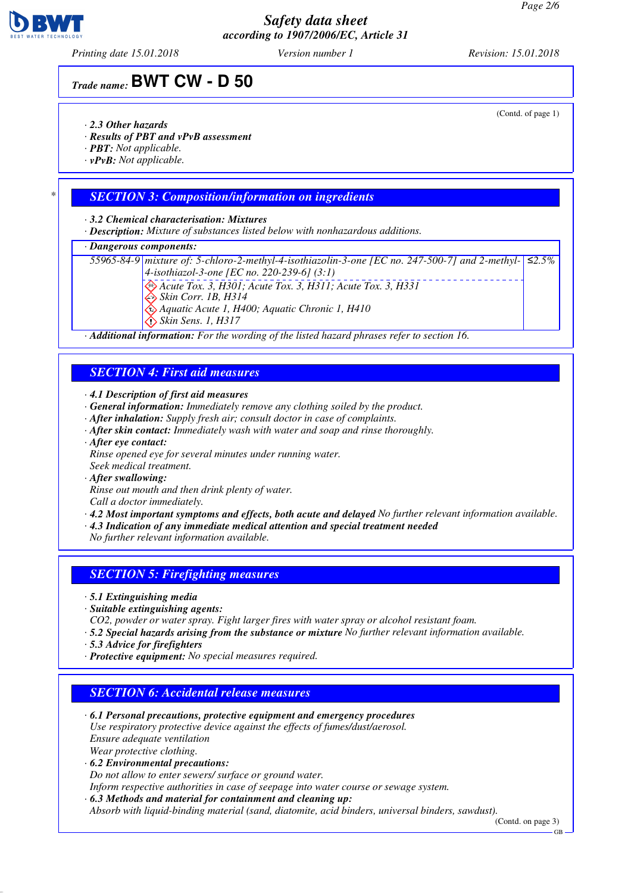# Safety data sheet
according to 1907/2006/EC, Article 31

Printing date 15.01.2018 | Version number 1 | Revision: 15.01.2018

## Trade name: BWT CW - D 50

(Contd. of page 1)

· **2.3 Other hazards**
· **Results of PBT and vPvB assessment**
· **PBT:** Not applicable.
· **vPvB:** Not applicable.

## SECTION 3: Composition/information on ingredients

· **3.2 Chemical characterisation: Mixtures**
· **Description:** Mixture of substances listed below with nonhazardous additions.

· **Dangerous components:**

| | | |
|---|---|---|
| 55965-84-9 | mixture of: 5-chloro-2-methyl-4-isothiazolin-3-one [EC no. 247-500-7] and 2-methyl-4-isothiazol-3-one [EC no. 220-239-6] (3:1)<br>Acute Tox. 3, H301; Acute Tox. 3, H311; Acute Tox. 3, H331<br>Skin Corr. 1B, H314<br>Aquatic Acute 1, H400; Aquatic Chronic 1, H410<br>Skin Sens. 1, H317 | ≤2.5% |

· **Additional information:** For the wording of the listed hazard phrases refer to section 16.

## SECTION 4: First aid measures

· **4.1 Description of first aid measures**
· **General information:** Immediately remove any clothing soiled by the product.
· **After inhalation:** Supply fresh air; consult doctor in case of complaints.
· **After skin contact:** Immediately wash with water and soap and rinse thoroughly.
· **After eye contact:**
Rinse opened eye for several minutes under running water.
Seek medical treatment.
· **After swallowing:**
Rinse out mouth and then drink plenty of water.
Call a doctor immediately.
· **4.2 Most important symptoms and effects, both acute and delayed** No further relevant information available.
· **4.3 Indication of any immediate medical attention and special treatment needed**
No further relevant information available.

## SECTION 5: Firefighting measures

· **5.1 Extinguishing media**
· **Suitable extinguishing agents:**
$CO_2$, powder or water spray. Fight larger fires with water spray or alcohol resistant foam.
· **5.2 Special hazards arising from the substance or mixture** No further relevant information available.
· **5.3 Advice for firefighters**
· **Protective equipment:** No special measures required.

## SECTION 6: Accidental release measures

· **6.1 Personal precautions, protective equipment and emergency procedures**
Use respiratory protective device against the effects of fumes/dust/aerosol.
Ensure adequate ventilation
Wear protective clothing.
· **6.2 Environmental precautions:**
Do not allow to enter sewers/ surface or ground water.
Inform respective authorities in case of seepage into water course or sewage system.
· **6.3 Methods and material for containment and cleaning up:**
Absorb with liquid-binding material (sand, diatomite, acid binders, universal binders, sawdust).

(Contd. on page 3)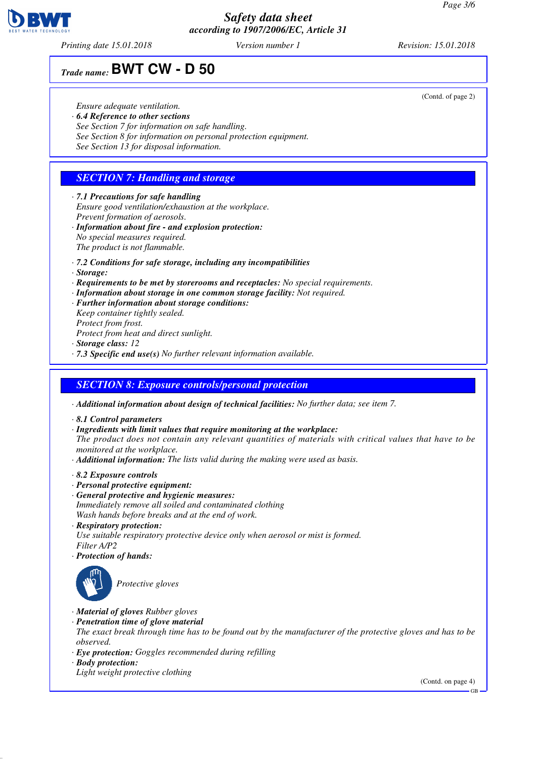(Contd. of page 2)

Ensure adequate ventilation.

· **6.4 Reference to other sections**
See Section 7 for information on safe handling.
See Section 8 for information on personal protection equipment.
See Section 13 for disposal information.

## SECTION 7: Handling and storage

· **7.1 Precautions for safe handling**
Ensure good ventilation/exhaustion at the workplace.
Prevent formation of aerosols.
· **Information about fire - and explosion protection:**
No special measures required.
The product is not flammable.

· **7.2 Conditions for safe storage, including any incompatibilities**
· **Storage:**
· **Requirements to be met by storerooms and receptacles:** No special requirements.
· **Information about storage in one common storage facility:** Not required.
· **Further information about storage conditions:**
Keep container tightly sealed.
Protect from frost.
Protect from heat and direct sunlight.
· **Storage class:** 12
· **7.3 Specific end use(s)** No further relevant information available.

## SECTION 8: Exposure controls/personal protection

· **Additional information about design of technical facilities:** No further data; see item 7.

· **8.1 Control parameters**
· **Ingredients with limit values that require monitoring at the workplace:**
The product does not contain any relevant quantities of materials with critical values that have to be monitored at the workplace.
· **Additional information:** The lists valid during the making were used as basis.

· **8.2 Exposure controls**
· **Personal protective equipment:**
· **General protective and hygienic measures:**
Immediately remove all soiled and contaminated clothing
Wash hands before breaks and at the end of work.
· **Respiratory protection:**
Use suitable respiratory protective device only when aerosol or mist is formed.
Filter A/P2
· **Protection of hands:**

Protective gloves

· **Material of gloves** Rubber gloves
· **Penetration time of glove material**
The exact break through time has to be found out by the manufacturer of the protective gloves and has to be observed.
· **Eye protection:** Goggles recommended during refilling
· **Body protection:**
Light weight protective clothing

(Contd. on page 4)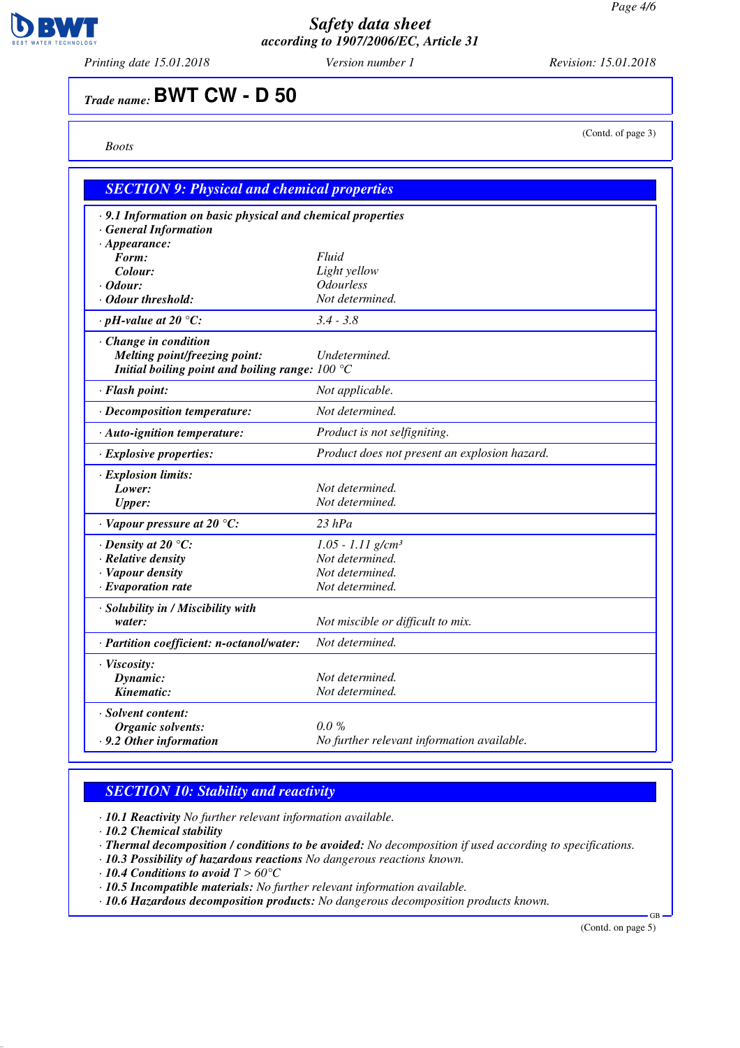Trade name: **BWT CW - D 50**

(Contd. of page 3)

*Boots*

## SECTION 9: Physical and chemical properties

| | |
|---|---|
| · **9.1 Information on basic physical and chemical properties** | |
| · **General Information** | |
| · **Appearance:** | |
| **Form:** | Fluid |
| **Colour:** | Light yellow |
| · **Odour:** | Odourless |
| · **Odour threshold:** | Not determined. |
| · **pH-value at 20 °C:** | 3.4 - 3.8 |
| · **Change in condition** | |
| **Melting point/freezing point:** | Undetermined. |
| **Initial boiling point and boiling range:** | 100 °C |
| · **Flash point:** | Not applicable. |
| · **Decomposition temperature:** | Not determined. |
| · **Auto-ignition temperature:** | Product is not selfigniting. |
| · **Explosive properties:** | Product does not present an explosion hazard. |
| · **Explosion limits:** | |
| **Lower:** | Not determined. |
| **Upper:** | Not determined. |
| · **Vapour pressure at 20 °C:** | 23 hPa |
| · **Density at 20 °C:** | 1.05 - 1.11 g/cm³ |
| · **Relative density** | Not determined. |
| · **Vapour density** | Not determined. |
| · **Evaporation rate** | Not determined. |
| · **Solubility in / Miscibility with** | |
| **water:** | Not miscible or difficult to mix. |
| · **Partition coefficient: n-octanol/water:** | Not determined. |
| · **Viscosity:** | |
| **Dynamic:** | Not determined. |
| **Kinematic:** | Not determined. |
| · **Solvent content:** | |
| **Organic solvents:** | 0.0 % |
| · **9.2 Other information** | No further relevant information available. |

## SECTION 10: Stability and reactivity

· **10.1 Reactivity** No further relevant information available.
· **10.2 Chemical stability**
· **Thermal decomposition / conditions to be avoided:** No decomposition if used according to specifications.
· **10.3 Possibility of hazardous reactions** No dangerous reactions known.
· **10.4 Conditions to avoid** T > 60°C
· **10.5 Incompatible materials:** No further relevant information available.
· **10.6 Hazardous decomposition products:** No dangerous decomposition products known.

(Contd. on page 5)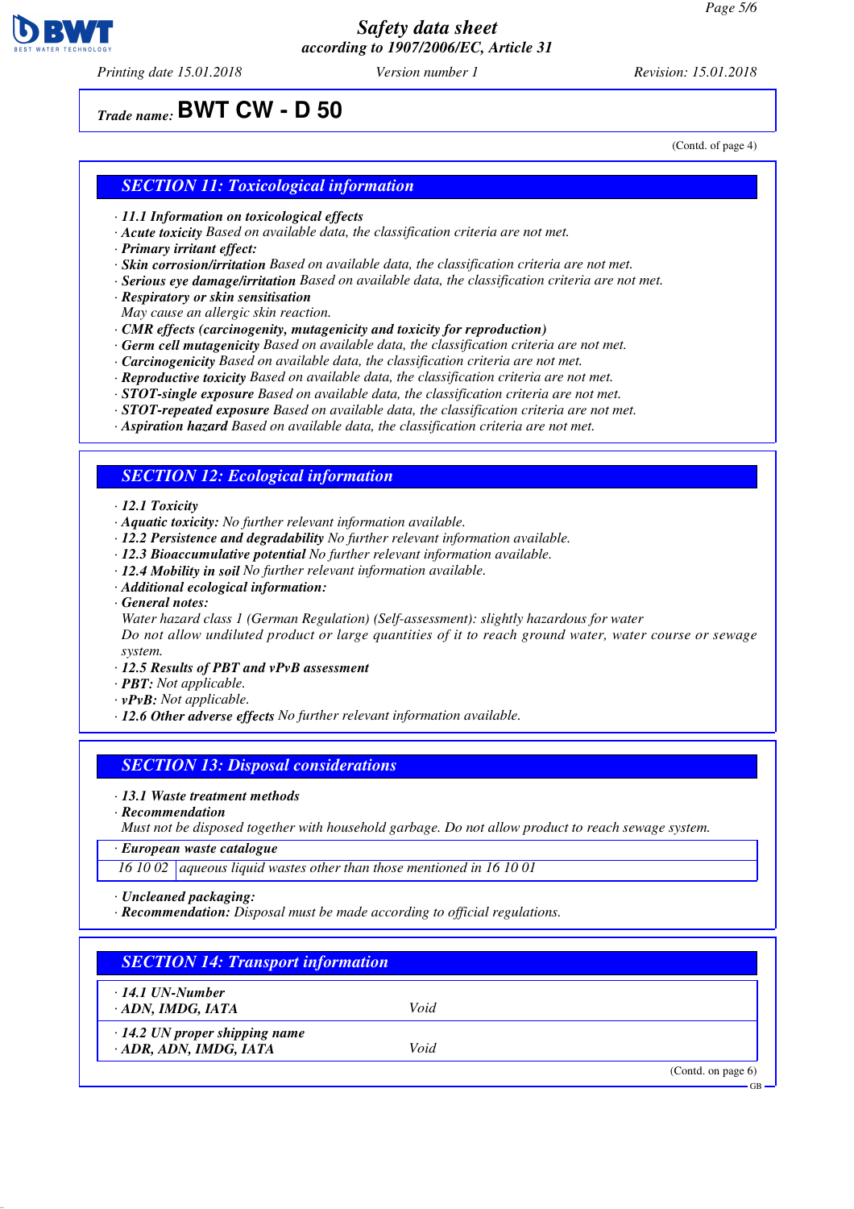## SECTION 11: Toxicological information

- **11.1 Information on toxicological effects**
- **Acute toxicity** Based on available data, the classification criteria are not met.
- **Primary irritant effect:**
- **Skin corrosion/irritation** Based on available data, the classification criteria are not met.
- **Serious eye damage/irritation** Based on available data, the classification criteria are not met.
- **Respiratory or skin sensitisation**
  May cause an allergic skin reaction.
- **CMR effects (carcinogenity, mutagenicity and toxicity for reproduction)**
- **Germ cell mutagenicity** Based on available data, the classification criteria are not met.
- **Carcinogenicity** Based on available data, the classification criteria are not met.
- **Reproductive toxicity** Based on available data, the classification criteria are not met.
- **STOT-single exposure** Based on available data, the classification criteria are not met.
- **STOT-repeated exposure** Based on available data, the classification criteria are not met.
- **Aspiration hazard** Based on available data, the classification criteria are not met.

## SECTION 12: Ecological information

- **12.1 Toxicity**
- **Aquatic toxicity:** No further relevant information available.
- **12.2 Persistence and degradability** No further relevant information available.
- **12.3 Bioaccumulative potential** No further relevant information available.
- **12.4 Mobility in soil** No further relevant information available.
- **Additional ecological information:**
- **General notes:**
  Water hazard class 1 (German Regulation) (Self-assessment): slightly hazardous for water
  Do not allow undiluted product or large quantities of it to reach ground water, water course or sewage system.
- **12.5 Results of PBT and vPvB assessment**
- **PBT:** Not applicable.
- **vPvB:** Not applicable.
- **12.6 Other adverse effects** No further relevant information available.

## SECTION 13: Disposal considerations

- **13.1 Waste treatment methods**
- **Recommendation**
  Must not be disposed together with household garbage. Do not allow product to reach sewage system.

| · European waste catalogue | |
|---|---|
| 16 10 02 | aqueous liquid wastes other than those mentioned in 16 10 01 |

- **Uncleaned packaging:**
- **Recommendation:** Disposal must be made according to official regulations.

## SECTION 14: Transport information

| | |
|---|---|
| · **14.1 UN-Number**<br>· **ADN, IMDG, IATA** | Void |
| · **14.2 UN proper shipping name**<br>· **ADR, ADN, IMDG, IATA** | Void |

(Contd. on page 6)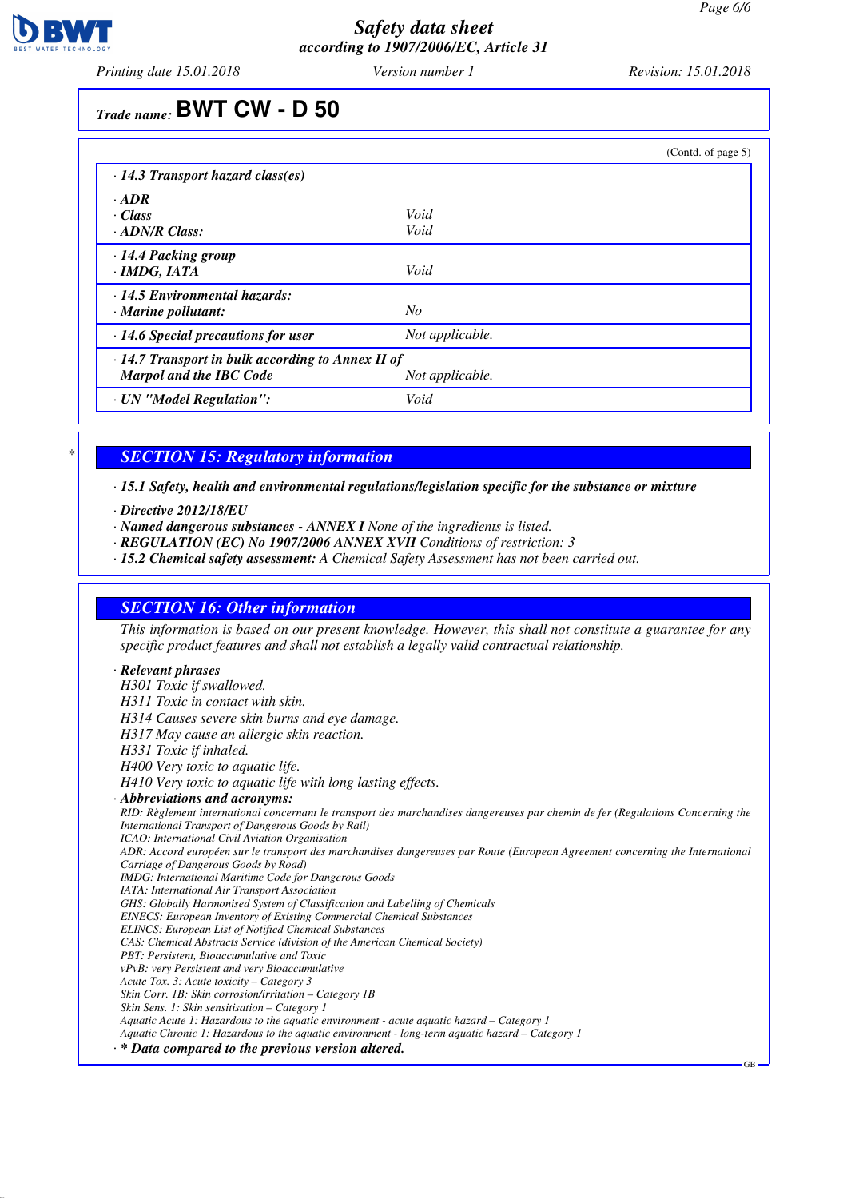(Contd. of page 5)

| | |
|---|---|
| · **14.3 Transport hazard class(es)** | |
| · **ADR** | |
| · **Class** | *Void* |
| · **ADN/R Class:** | *Void* |
| · **14.4 Packing group** | |
| · **IMDG, IATA** | *Void* |
| · **14.5 Environmental hazards:** | |
| · **Marine pollutant:** | *No* |
| · **14.6 Special precautions for user** | *Not applicable.* |
| · **14.7 Transport in bulk according to Annex II of Marpol and the IBC Code** | *Not applicable.* |
| · **UN "Model Regulation":** | *Void* |

\*

## SECTION 15: Regulatory information

· **15.1 Safety, health and environmental regulations/legislation specific for the substance or mixture**

· **Directive 2012/18/EU**
· **Named dangerous substances - ANNEX I** None of the ingredients is listed.
· **REGULATION (EC) No 1907/2006 ANNEX XVII** Conditions of restriction: 3
· **15.2 Chemical safety assessment:** A Chemical Safety Assessment has not been carried out.

## SECTION 16: Other information

This information is based on our present knowledge. However, this shall not constitute a guarantee for any specific product features and shall not establish a legally valid contractual relationship.

· **Relevant phrases**
H301 Toxic if swallowed.
H311 Toxic in contact with skin.
H314 Causes severe skin burns and eye damage.
H317 May cause an allergic skin reaction.
H331 Toxic if inhaled.
H400 Very toxic to aquatic life.
H410 Very toxic to aquatic life with long lasting effects.

· **Abbreviations and acronyms:**
RID: Règlement international concernant le transport des marchandises dangereuses par chemin de fer (Regulations Concerning the International Transport of Dangerous Goods by Rail)
ICAO: International Civil Aviation Organisation
ADR: Accord européen sur le transport des marchandises dangereuses par Route (European Agreement concerning the International Carriage of Dangerous Goods by Road)
IMDG: International Maritime Code for Dangerous Goods
IATA: International Air Transport Association
GHS: Globally Harmonised System of Classification and Labelling of Chemicals
EINECS: European Inventory of Existing Commercial Chemical Substances
ELINCS: European List of Notified Chemical Substances
CAS: Chemical Abstracts Service (division of the American Chemical Society)
PBT: Persistent, Bioaccumulative and Toxic
vPvB: very Persistent and very Bioaccumulative
Acute Tox. 3: Acute toxicity – Category 3
Skin Corr. 1B: Skin corrosion/irritation – Category 1B
Skin Sens. 1: Skin sensitisation – Category 1
Aquatic Acute 1: Hazardous to the aquatic environment - acute aquatic hazard – Category 1
Aquatic Chronic 1: Hazardous to the aquatic environment - long-term aquatic hazard – Category 1

· **\* Data compared to the previous version altered.**